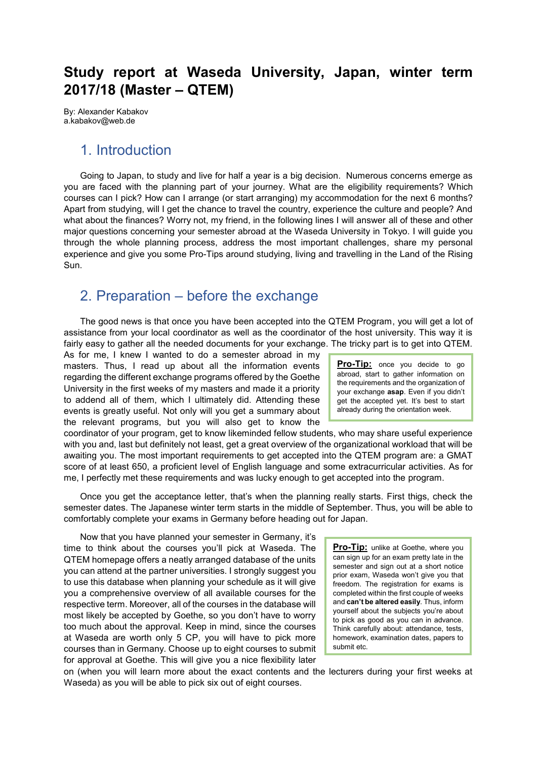# Study report at Waseda University, Japan, winter term 2017/18 (Master – QTEM)

By: Alexander Kabakov
a.kabakov@web.de

## 1. Introduction

Going to Japan, to study and live for half a year is a big decision. Numerous concerns emerge as you are faced with the planning part of your journey. What are the eligibility requirements? Which courses can I pick? How can I arrange (or start arranging) my accommodation for the next 6 months? Apart from studying, will I get the chance to travel the country, experience the culture and people? And what about the finances? Worry not, my friend, in the following lines I will answer all of these and other major questions concerning your semester abroad at the Waseda University in Tokyo. I will guide you through the whole planning process, address the most important challenges, share my personal experience and give you some Pro-Tips around studying, living and travelling in the Land of the Rising Sun.

## 2. Preparation – before the exchange

The good news is that once you have been accepted into the QTEM Program, you will get a lot of assistance from your local coordinator as well as the coordinator of the host university. This way it is fairly easy to gather all the needed documents for your exchange. The tricky part is to get into QTEM. As for me, I knew I wanted to do a semester abroad in my masters. Thus, I read up about all the information events regarding the different exchange programs offered by the Goethe University in the first weeks of my masters and made it a priority to addend all of them, which I ultimately did. Attending these events is greatly useful. Not only will you get a summary about the relevant programs, but you will also get to know the coordinator of your program, get to know likeminded fellow students, who may share useful experience with you and, last but definitely not least, get a great overview of the organizational workload that will be awaiting you. The most important requirements to get accepted into the QTEM program are: a GMAT score of at least 650, a proficient level of English language and some extracurricular activities. As for me, I perfectly met these requirements and was lucky enough to get accepted into the program.

> **Pro-Tip:** once you decide to go abroad, start to gather information on the requirements and the organization of your exchange **asap**. Even if you didn't get the accepted yet. It's best to start already during the orientation week.

Once you get the acceptance letter, that's when the planning really starts. First thigs, check the semester dates. The Japanese winter term starts in the middle of September. Thus, you will be able to comfortably complete your exams in Germany before heading out for Japan.

Now that you have planned your semester in Germany, it's time to think about the courses you'll pick at Waseda. The QTEM homepage offers a neatly arranged database of the units you can attend at the partner universities. I strongly suggest you to use this database when planning your schedule as it will give you a comprehensive overview of all available courses for the respective term. Moreover, all of the courses in the database will most likely be accepted by Goethe, so you don't have to worry too much about the approval. Keep in mind, since the courses at Waseda are worth only 5 CP, you will have to pick more courses than in Germany. Choose up to eight courses to submit for approval at Goethe. This will give you a nice flexibility later on (when you will learn more about the exact contents and the lecturers during your first weeks at Waseda) as you will be able to pick six out of eight courses.

> **Pro-Tip:** unlike at Goethe, where you can sign up for an exam pretty late in the semester and sign out at a short notice prior exam, Waseda won't give you that freedom. The registration for exams is completed within the first couple of weeks and **can't be altered easily**. Thus, inform yourself about the subjects you're about to pick as good as you can in advance. Think carefully about: attendance, tests, homework, examination dates, papers to submit etc.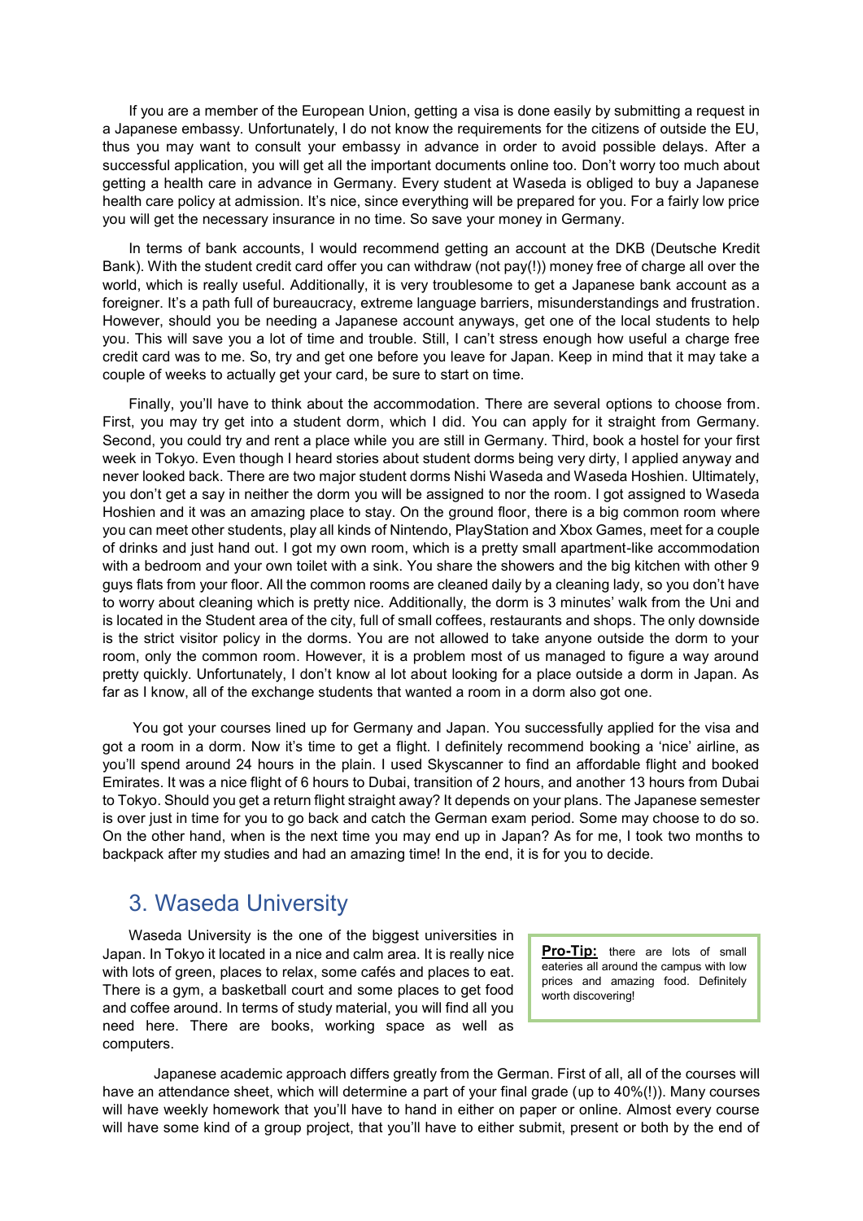If you are a member of the European Union, getting a visa is done easily by submitting a request in a Japanese embassy. Unfortunately, I do not know the requirements for the citizens of outside the EU, thus you may want to consult your embassy in advance in order to avoid possible delays. After a successful application, you will get all the important documents online too. Don't worry too much about getting a health care in advance in Germany. Every student at Waseda is obliged to buy a Japanese health care policy at admission. It's nice, since everything will be prepared for you. For a fairly low price you will get the necessary insurance in no time. So save your money in Germany.

In terms of bank accounts, I would recommend getting an account at the DKB (Deutsche Kredit Bank). With the student credit card offer you can withdraw (not pay(!)) money free of charge all over the world, which is really useful. Additionally, it is very troublesome to get a Japanese bank account as a foreigner. It's a path full of bureaucracy, extreme language barriers, misunderstandings and frustration. However, should you be needing a Japanese account anyways, get one of the local students to help you. This will save you a lot of time and trouble. Still, I can't stress enough how useful a charge free credit card was to me. So, try and get one before you leave for Japan. Keep in mind that it may take a couple of weeks to actually get your card, be sure to start on time.

Finally, you'll have to think about the accommodation. There are several options to choose from. First, you may try get into a student dorm, which I did. You can apply for it straight from Germany. Second, you could try and rent a place while you are still in Germany. Third, book a hostel for your first week in Tokyo. Even though I heard stories about student dorms being very dirty, I applied anyway and never looked back. There are two major student dorms Nishi Waseda and Waseda Hoshien. Ultimately, you don't get a say in neither the dorm you will be assigned to nor the room. I got assigned to Waseda Hoshien and it was an amazing place to stay. On the ground floor, there is a big common room where you can meet other students, play all kinds of Nintendo, PlayStation and Xbox Games, meet for a couple of drinks and just hand out. I got my own room, which is a pretty small apartment-like accommodation with a bedroom and your own toilet with a sink. You share the showers and the big kitchen with other 9 guys flats from your floor. All the common rooms are cleaned daily by a cleaning lady, so you don't have to worry about cleaning which is pretty nice. Additionally, the dorm is 3 minutes' walk from the Uni and is located in the Student area of the city, full of small coffees, restaurants and shops. The only downside is the strict visitor policy in the dorms. You are not allowed to take anyone outside the dorm to your room, only the common room. However, it is a problem most of us managed to figure a way around pretty quickly. Unfortunately, I don't know al lot about looking for a place outside a dorm in Japan. As far as I know, all of the exchange students that wanted a room in a dorm also got one.

You got your courses lined up for Germany and Japan. You successfully applied for the visa and got a room in a dorm. Now it's time to get a flight. I definitely recommend booking a 'nice' airline, as you'll spend around 24 hours in the plain. I used Skyscanner to find an affordable flight and booked Emirates. It was a nice flight of 6 hours to Dubai, transition of 2 hours, and another 13 hours from Dubai to Tokyo. Should you get a return flight straight away? It depends on your plans. The Japanese semester is over just in time for you to go back and catch the German exam period. Some may choose to do so. On the other hand, when is the next time you may end up in Japan? As for me, I took two months to backpack after my studies and had an amazing time! In the end, it is for you to decide.

## 3. Waseda University

Waseda University is the one of the biggest universities in Japan. In Tokyo it located in a nice and calm area. It is really nice with lots of green, places to relax, some cafés and places to eat. There is a gym, a basketball court and some places to get food and coffee around. In terms of study material, you will find all you need here. There are books, working space as well as computers.

> **Pro-Tip:** there are lots of small eateries all around the campus with low prices and amazing food. Definitely worth discovering!

Japanese academic approach differs greatly from the German. First of all, all of the courses will have an attendance sheet, which will determine a part of your final grade (up to 40%(!)). Many courses will have weekly homework that you'll have to hand in either on paper or online. Almost every course will have some kind of a group project, that you'll have to either submit, present or both by the end of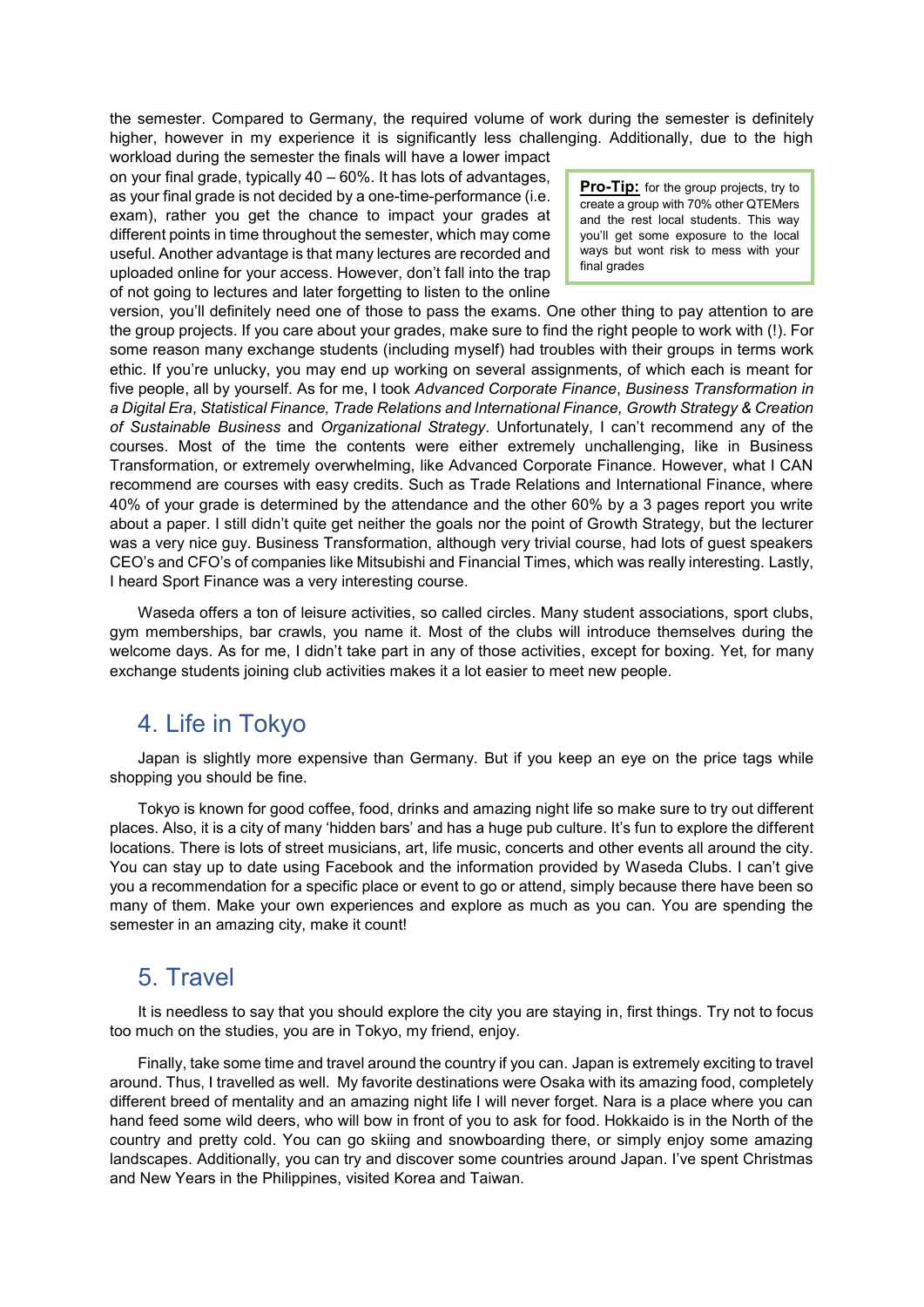the semester. Compared to Germany, the required volume of work during the semester is definitely higher, however in my experience it is significantly less challenging. Additionally, due to the high workload during the semester the finals will have a lower impact on your final grade, typically 40 – 60%. It has lots of advantages, as your final grade is not decided by a one-time-performance (i.e. exam), rather you get the chance to impact your grades at different points in time throughout the semester, which may come useful. Another advantage is that many lectures are recorded and uploaded online for your access. However, don't fall into the trap of not going to lectures and later forgetting to listen to the online version, you'll definitely need one of those to pass the exams. One other thing to pay attention to are the group projects. If you care about your grades, make sure to find the right people to work with (!). For some reason many exchange students (including myself) had troubles with their groups in terms work ethic. If you're unlucky, you may end up working on several assignments, of which each is meant for five people, all by yourself. As for me, I took *Advanced Corporate Finance*, *Business Transformation in a Digital Era*, *Statistical Finance, Trade Relations and International Finance, Growth Strategy & Creation of Sustainable Business* and *Organizational Strategy*. Unfortunately, I can't recommend any of the courses. Most of the time the contents were either extremely unchallenging, like in Business Transformation, or extremely overwhelming, like Advanced Corporate Finance. However, what I CAN recommend are courses with easy credits. Such as Trade Relations and International Finance, where 40% of your grade is determined by the attendance and the other 60% by a 3 pages report you write about a paper. I still didn't quite get neither the goals nor the point of Growth Strategy, but the lecturer was a very nice guy. Business Transformation, although very trivial course, had lots of guest speakers CEO's and CFO's of companies like Mitsubishi and Financial Times, which was really interesting. Lastly, I heard Sport Finance was a very interesting course.

> **Pro-Tip:** for the group projects, try to create a group with 70% other QTEMers and the rest local students. This way you'll get some exposure to the local ways but wont risk to mess with your final grades

Waseda offers a ton of leisure activities, so called circles. Many student associations, sport clubs, gym memberships, bar crawls, you name it. Most of the clubs will introduce themselves during the welcome days. As for me, I didn't take part in any of those activities, except for boxing. Yet, for many exchange students joining club activities makes it a lot easier to meet new people.

## 4. Life in Tokyo

Japan is slightly more expensive than Germany. But if you keep an eye on the price tags while shopping you should be fine.

Tokyo is known for good coffee, food, drinks and amazing night life so make sure to try out different places. Also, it is a city of many 'hidden bars' and has a huge pub culture. It's fun to explore the different locations. There is lots of street musicians, art, life music, concerts and other events all around the city. You can stay up to date using Facebook and the information provided by Waseda Clubs. I can't give you a recommendation for a specific place or event to go or attend, simply because there have been so many of them. Make your own experiences and explore as much as you can. You are spending the semester in an amazing city, make it count!

## 5. Travel

It is needless to say that you should explore the city you are staying in, first things. Try not to focus too much on the studies, you are in Tokyo, my friend, enjoy.

Finally, take some time and travel around the country if you can. Japan is extremely exciting to travel around. Thus, I travelled as well. My favorite destinations were Osaka with its amazing food, completely different breed of mentality and an amazing night life I will never forget. Nara is a place where you can hand feed some wild deers, who will bow in front of you to ask for food. Hokkaido is in the North of the country and pretty cold. You can go skiing and snowboarding there, or simply enjoy some amazing landscapes. Additionally, you can try and discover some countries around Japan. I've spent Christmas and New Years in the Philippines, visited Korea and Taiwan.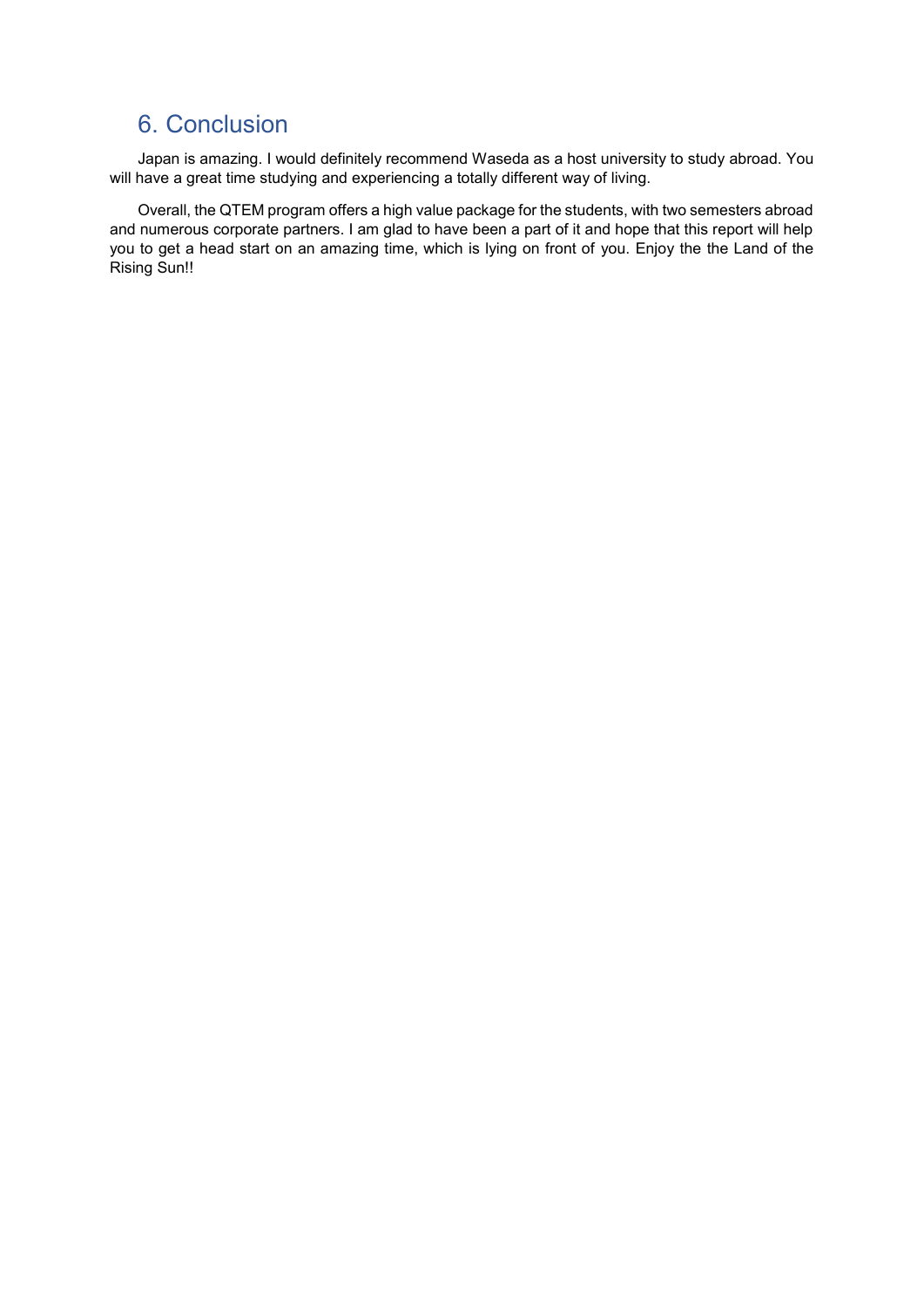## 6. Conclusion

Japan is amazing. I would definitely recommend Waseda as a host university to study abroad. You will have a great time studying and experiencing a totally different way of living.

Overall, the QTEM program offers a high value package for the students, with two semesters abroad and numerous corporate partners. I am glad to have been a part of it and hope that this report will help you to get a head start on an amazing time, which is lying on front of you. Enjoy the the Land of the Rising Sun!!